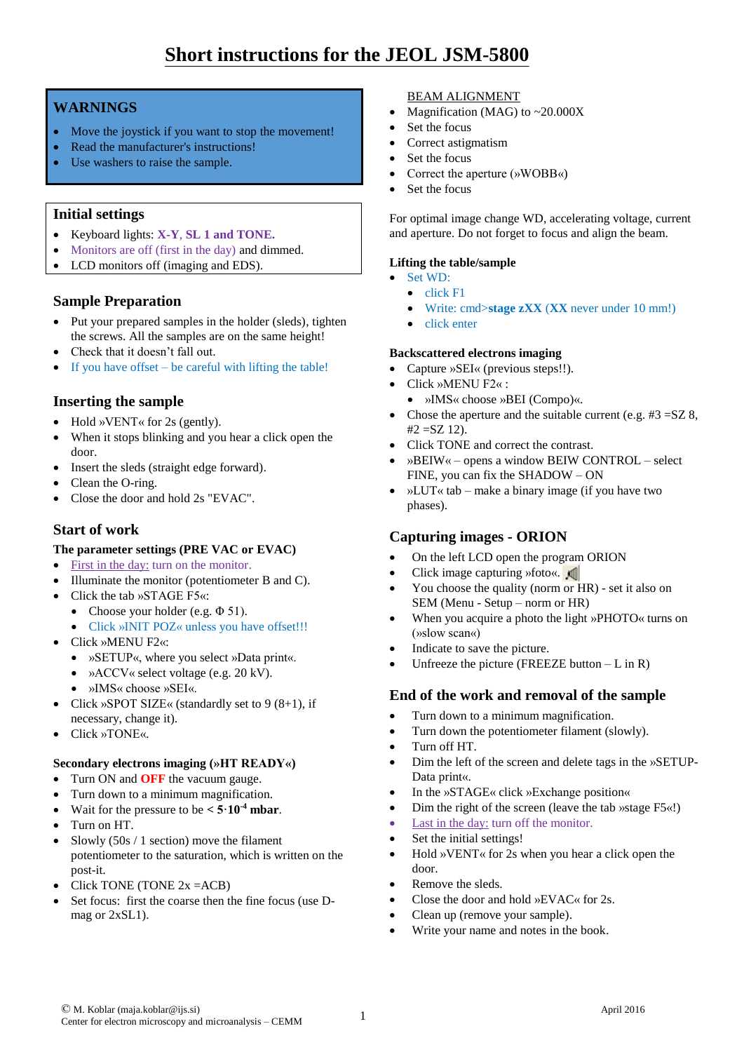# Short instructions for the JEOL JSM-5800

## WARNINGS

- Move the joystick if you want to stop the movement!
- Read the manufacturer's instructions!
- Use washers to raise the sample.

## Initial settings

- Keyboard lights: **X-Y, SL 1 and TONE.**
- Monitors are off (first in the day) and dimmed.
- LCD monitors off (imaging and EDS).

## Sample Preparation

- Put your prepared samples in the holder (sleds), tighten the screws. All the samples are on the same height!
- Check that it doesn't fall out.
- If you have offset – be careful with lifting the table!

## Inserting the sample

- Hold »VENT« for 2s (gently).
- When it stops blinking and you hear a click open the door.
- Insert the sleds (straight edge forward).
- Clean the O-ring.
- Close the door and hold 2s "EVAC".

## Start of work

### The parameter settings (PRE VAC or EVAC)

- First in the day: turn on the monitor.
- Illuminate the monitor (potentiometer B and C).
- Click the tab »STAGE F5«:
  - Choose your holder (e.g. Φ 51).
  - Click »INIT POZ« unless you have offset!!!
- Click »MENU F2«:
  - »SETUP«, where you select »Data print«.
  - »ACCV« select voltage (e.g. 20 kV).
  - »IMS« choose »SEI«.
- Click »SPOT SIZE« (standardly set to 9 (8+1), if necessary, change it).
- Click »TONE«.

### Secondary electrons imaging (»HT READY«)

- Turn ON and **OFF** the vacuum gauge.
- Turn down to a minimum magnification.
- Wait for the pressure to be **< $5{\cdot}10^{-4}$ mbar**.
- Turn on HT.
- Slowly (50s / 1 section) move the filament potentiometer to the saturation, which is written on the post-it.
- Click TONE (TONE 2x =ACB)
- Set focus: first the coarse then the fine focus (use D-mag or 2xSL1).

### BEAM ALIGNMENT

- Magnification (MAG) to ~20.000X
- Set the focus
- Correct astigmatism
- Set the focus
- Correct the aperture (»WOBB«)
- Set the focus

For optimal image change WD, accelerating voltage, current and aperture. Do not forget to focus and align the beam.

### Lifting the table/sample

- Set WD:
  - click F1
  - Write: cmd>**stage zXX** (**XX** never under 10 mm!)
  - click enter

### Backscattered electrons imaging

- Capture »SEI« (previous steps!!).
- Click »MENU F2« :
  - »IMS« choose »BEI (Compo)«.
- Chose the aperture and the suitable current (e.g. #3 =SZ 8, #2 =SZ 12).
- Click TONE and correct the contrast.
- »BEIW« – opens a window BEIW CONTROL – select FINE, you can fix the SHADOW – ON
- »LUT« tab – make a binary image (if you have two phases).

## Capturing images - ORION

- On the left LCD open the program ORION
- Click image capturing »foto«.
- You choose the quality (norm or HR) - set it also on SEM (Menu - Setup – norm or HR)
- When you acquire a photo the light »PHOTO« turns on (»slow scan«)
- Indicate to save the picture.
- Unfreeze the picture (FREEZE button – L in R)

## End of the work and removal of the sample

- Turn down to a minimum magnification.
- Turn down the potentiometer filament (slowly).
- Turn off HT.
- Dim the left of the screen and delete tags in the »SETUP-Data print«.
- In the »STAGE« click »Exchange position«
- Dim the right of the screen (leave the tab »stage F5«!)
- Last in the day: turn off the monitor.
- Set the initial settings!
- Hold »VENT« for 2s when you hear a click open the door.
- Remove the sleds.
- Close the door and hold »EVAC« for 2s.
- Clean up (remove your sample).
- Write your name and notes in the book.

© M. Koblar (maja.koblar@ijs.si)
Center for electron microscopy and microanalysis – CEMM

April 2016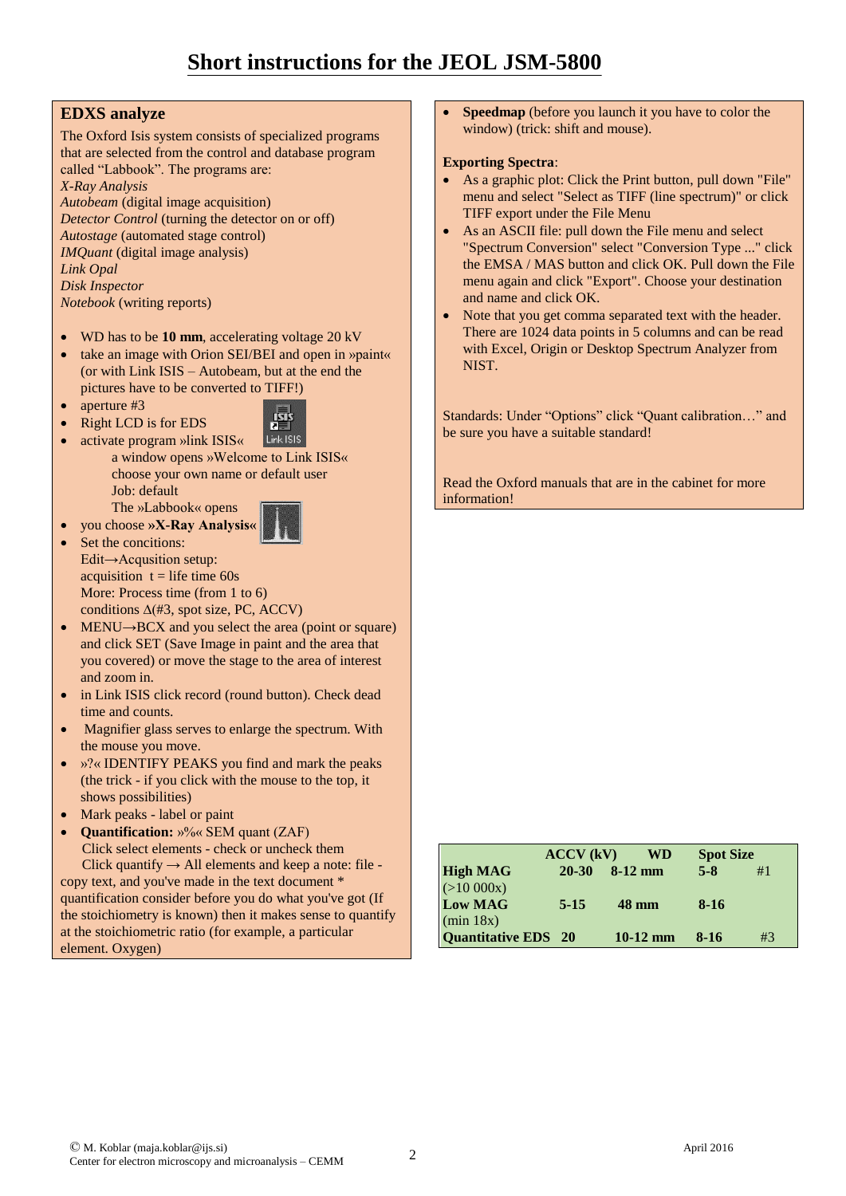// Short instructions for the JEOL JSM-5800

## EDXS analyze

The Oxford Isis system consists of specialized programs that are selected from the control and database program called "Labbook". The programs are:
*X-Ray Analysis*
*Autobeam* (digital image acquisition)
*Detector Control* (turning the detector on or off)
*Autostage* (automated stage control)
*IMQuant* (digital image analysis)
*Link Opal*
*Disk Inspector*
*Notebook* (writing reports)

- WD has to be **10 mm**, accelerating voltage 20 kV
- take an image with Orion SEI/BEI and open in »paint« (or with Link ISIS – Autobeam, but at the end the pictures have to be converted to TIFF!)
- aperture #3
- Right LCD is for EDS
- activate program »link ISIS«
  a window opens »Welcome to Link ISIS«
  choose your own name or default user
  Job: default
  The »Labbook« opens
- you choose **»X-Ray Analysis«**
- Set the concitions:
  Edit→Acqusition setup:
  acquisition t = life time 60s
  More: Process time (from 1 to 6)
  conditions Δ(#3, spot size, PC, ACCV)
- MENU→BCX and you select the area (point or square) and click SET (Save Image in paint and the area that you covered) or move the stage to the area of interest and zoom in.
- in Link ISIS click record (round button). Check dead time and counts.
- Magnifier glass serves to enlarge the spectrum. With the mouse you move.
- »?« IDENTIFY PEAKS you find and mark the peaks (the trick - if you click with the mouse to the top, it shows possibilities)
- Mark peaks - label or paint
- **Quantification:** »%« SEM quant (ZAF)
  Click select elements - check or uncheck them
  Click quantify → All elements and keep a note: file - copy text, and you've made in the text document * quantification consider before you do what you've got (If the stoichiometry is known) then it makes sense to quantify at the stoichiometric ratio (for example, a particular element. Oxygen)

- **Speedmap** (before you launch it you have to color the window) (trick: shift and mouse).

**Exporting Spectra**:

- As a graphic plot: Click the Print button, pull down "File" menu and select "Select as TIFF (line spectrum)" or click TIFF export under the File Menu
- As an ASCII file: pull down the File menu and select "Spectrum Conversion" select "Conversion Type ..." click the EMSA / MAS button and click OK. Pull down the File menu again and click "Export". Choose your destination and name and click OK.
- Note that you get comma separated text with the header. There are 1024 data points in 5 columns and can be read with Excel, Origin or Desktop Spectrum Analyzer from NIST.

Standards: Under "Options" click "Quant calibration…" and be sure you have a suitable standard!

Read the Oxford manuals that are in the cabinet for more information!

| | ACCV (kV) | WD | Spot Size | |
|---|---|---|---|---|
| **High MAG** (>10 000x) | **20-30** | **8-12 mm** | **5-8** | #1 |
| **Low MAG** (min 18x) | **5-15** | **48 mm** | **8-16** | |
| **Quantitative EDS** | **20** | **10-12 mm** | **8-16** | #3 |

© M. Koblar (maja.koblar@ijs.si)
Center for electron microscopy and microanalysis – CEMM

April 2016